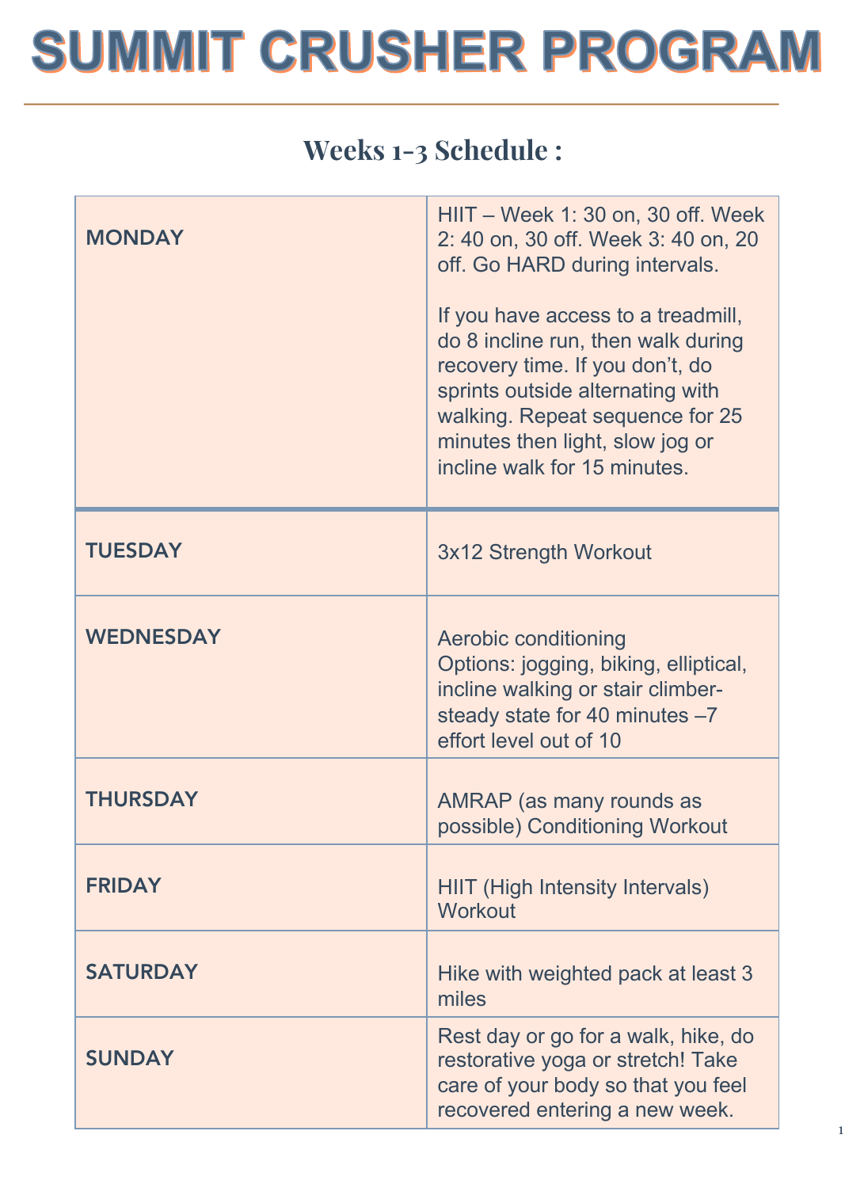# SUMMIT CRUSHER PROGRAM

## Weeks 1-3 Schedule :

| | |
|---|---|
| MONDAY | HIIT – Week 1: 30 on, 30 off. Week 2: 40 on, 30 off. Week 3: 40 on, 20 off. Go HARD during intervals.<br><br>If you have access to a treadmill, do 8 incline run, then walk during recovery time. If you don't, do sprints outside alternating with walking. Repeat sequence for 25 minutes then light, slow jog or incline walk for 15 minutes. |
| TUESDAY | 3x12 Strength Workout |
| WEDNESDAY | Aerobic conditioning<br>Options: jogging, biking, elliptical, incline walking or stair climber- steady state for 40 minutes –7 effort level out of 10 |
| THURSDAY | AMRAP (as many rounds as possible) Conditioning Workout |
| FRIDAY | HIIT (High Intensity Intervals) Workout |
| SATURDAY | Hike with weighted pack at least 3 miles |
| SUNDAY | Rest day or go for a walk, hike, do restorative yoga or stretch! Take care of your body so that you feel recovered entering a new week. |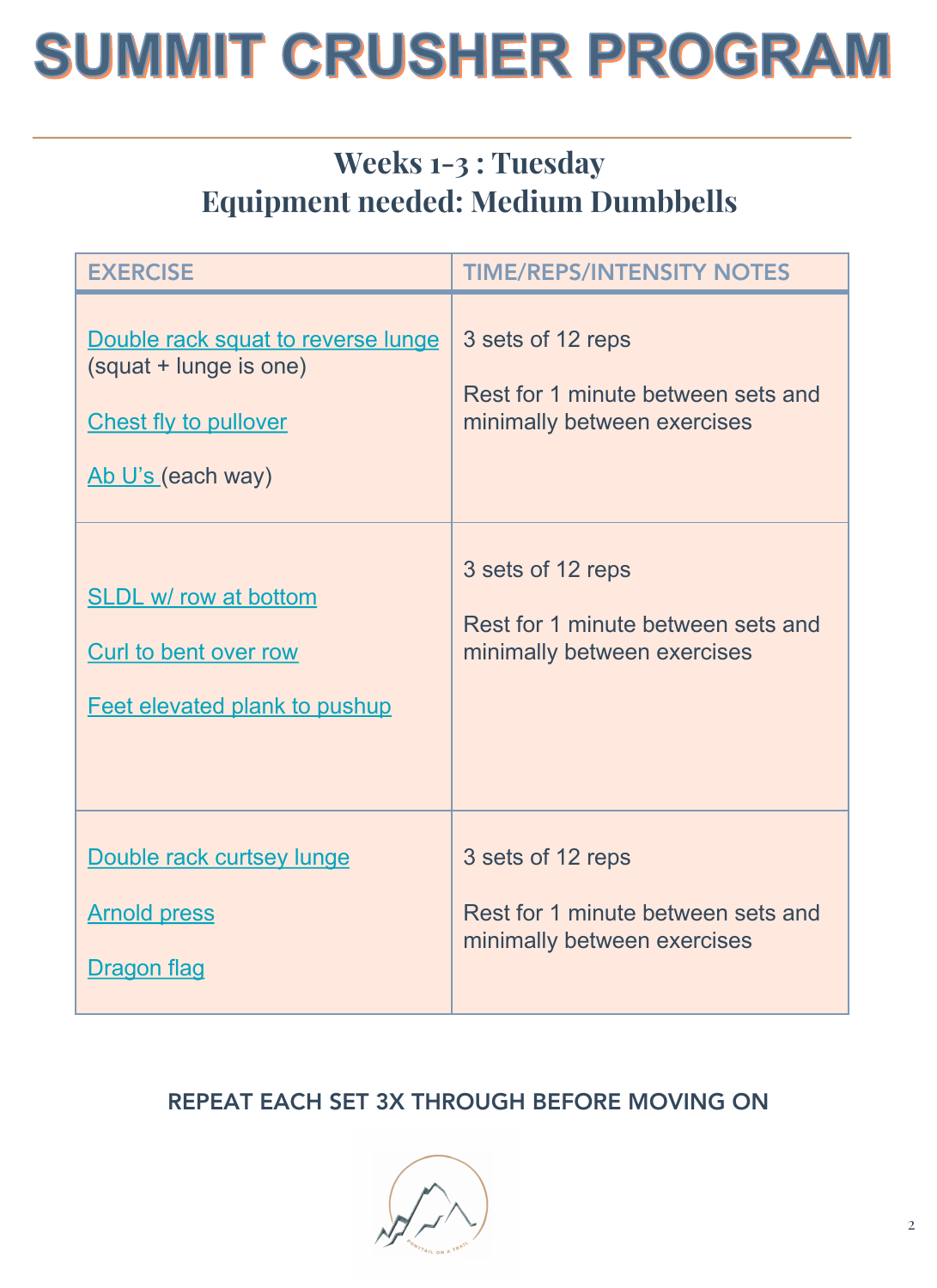# SUMMIT CRUSHER PROGRAM

## Weeks 1-3 : Tuesday
## Equipment needed: Medium Dumbbells

| EXERCISE | TIME/REPS/INTENSITY NOTES |
| --- | --- |
| Double rack squat to reverse lunge (squat + lunge is one)<br><br>Chest fly to pullover<br><br>Ab U's (each way) | 3 sets of 12 reps<br><br>Rest for 1 minute between sets and minimally between exercises |
| SLDL w/ row at bottom<br><br>Curl to bent over row<br><br>Feet elevated plank to pushup | 3 sets of 12 reps<br><br>Rest for 1 minute between sets and minimally between exercises |
| Double rack curtsey lunge<br><br>Arnold press<br><br>Dragon flag | 3 sets of 12 reps<br><br>Rest for 1 minute between sets and minimally between exercises |

REPEAT EACH SET 3X THROUGH BEFORE MOVING ON

PONYTAIL ON A TRAIL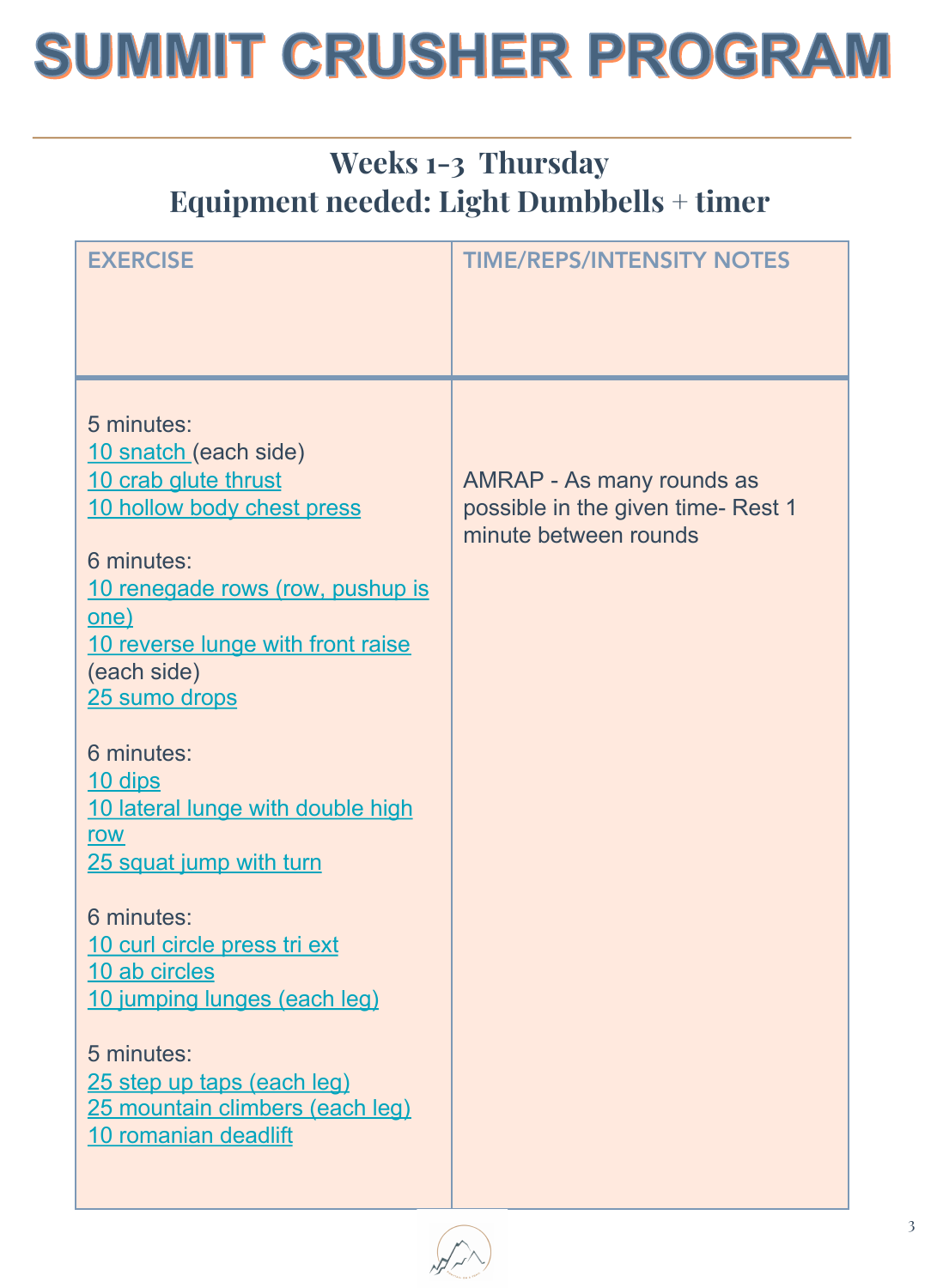# SUMMIT CRUSHER PROGRAM

## Weeks 1-3 Thursday
## Equipment needed: Light Dumbbells + timer

| EXERCISE | TIME/REPS/INTENSITY NOTES |
|---|---|
| 5 minutes:<br>10 snatch (each side)<br>10 crab glute thrust<br>10 hollow body chest press<br><br>6 minutes:<br>10 renegade rows (row, pushup is one)<br>10 reverse lunge with front raise (each side)<br>25 sumo drops<br><br>6 minutes:<br>10 dips<br>10 lateral lunge with double high row<br>25 squat jump with turn<br><br>6 minutes:<br>10 curl circle press tri ext<br>10 ab circles<br>10 jumping lunges (each leg)<br><br>5 minutes:<br>25 step up taps (each leg)<br>25 mountain climbers (each leg)<br>10 romanian deadlift | AMRAP - As many rounds as possible in the given time- Rest 1 minute between rounds |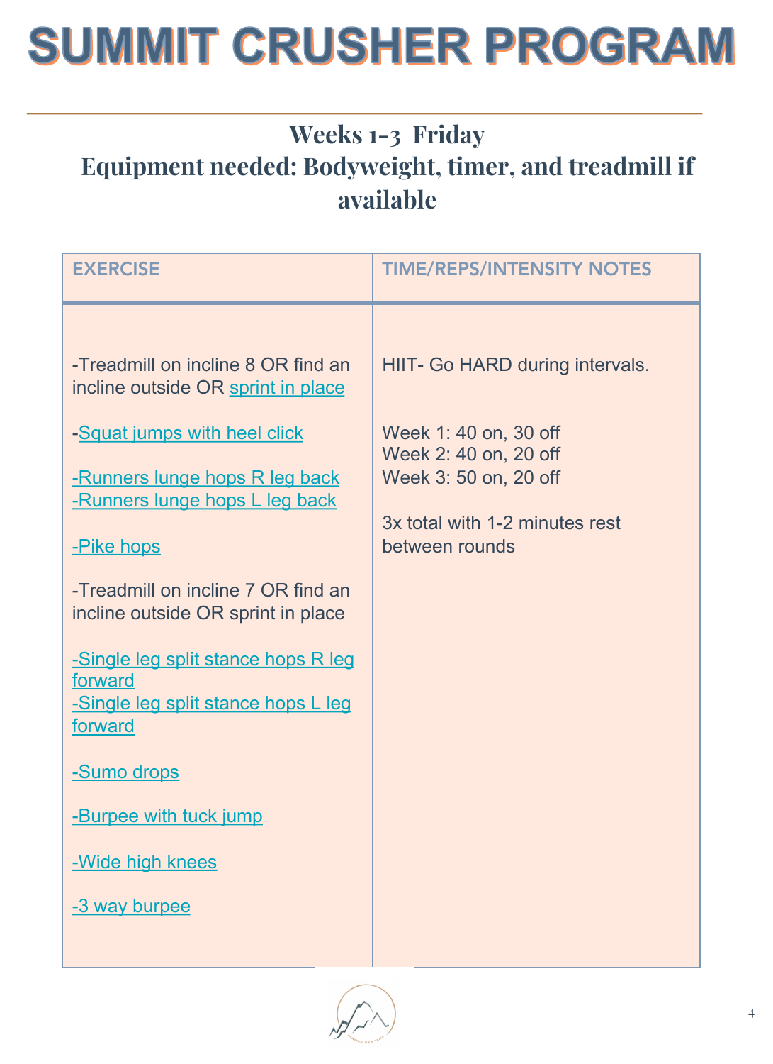# SUMMIT CRUSHER PROGRAM

## Weeks 1-3 Friday

## Equipment needed: Bodyweight, timer, and treadmill if available

| EXERCISE | TIME/REPS/INTENSITY NOTES |
|---|---|
| -Treadmill on incline 8 OR find an incline outside OR sprint in place<br><br>-Squat jumps with heel click<br><br>-Runners lunge hops R leg back<br>-Runners lunge hops L leg back<br><br>-Pike hops<br><br>-Treadmill on incline 7 OR find an incline outside OR sprint in place<br><br>-Single leg split stance hops R leg forward<br>-Single leg split stance hops L leg forward<br><br>-Sumo drops<br><br>-Burpee with tuck jump<br><br>-Wide high knees<br><br>-3 way burpee | HIIT- Go HARD during intervals.<br><br>Week 1: 40 on, 30 off<br>Week 2: 40 on, 20 off<br>Week 3: 50 on, 20 off<br><br>3x total with 1-2 minutes rest between rounds |